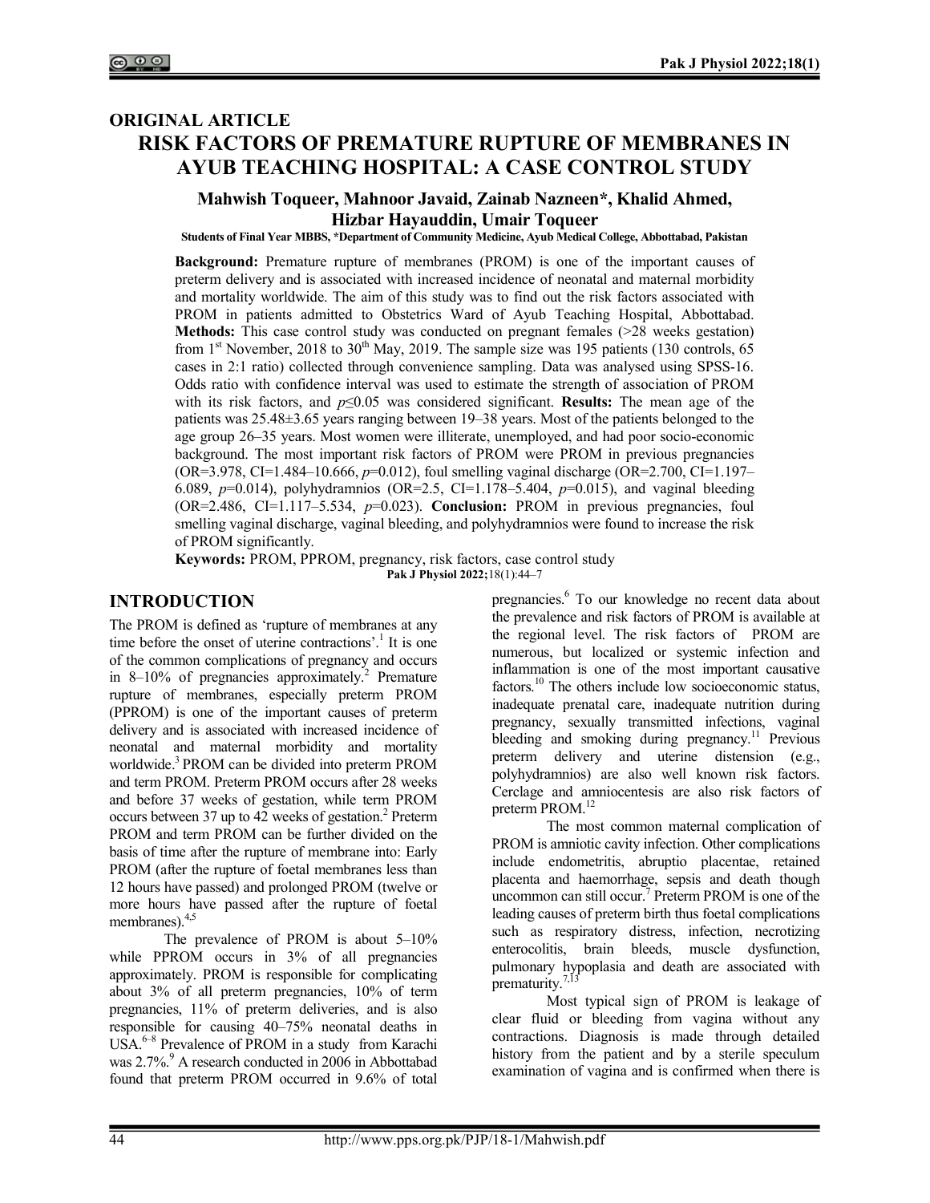ORIGINAL ARTICLE

# RISK FACTORS OF PREMATURE RUPTURE OF MEMBRANES IN AYUB TEACHING HOSPITAL: A CASE CONTROL STUDY

**Mahwish Toqueer, Mahnoor Javaid, Zainab Nazneen*, Khalid Ahmed, Hizbar Hayauddin, Umair Toqueer**

Students of Final Year MBBS, *Department of Community Medicine, Ayub Medical College, Abbottabad, Pakistan

**Background:** Premature rupture of membranes (PROM) is one of the important causes of preterm delivery and is associated with increased incidence of neonatal and maternal morbidity and mortality worldwide. The aim of this study was to find out the risk factors associated with PROM in patients admitted to Obstetrics Ward of Ayub Teaching Hospital, Abbottabad. **Methods:** This case control study was conducted on pregnant females (>28 weeks gestation) from 1st November, 2018 to 30th May, 2019. The sample size was 195 patients (130 controls, 65 cases in 2:1 ratio) collected through convenience sampling. Data was analysed using SPSS-16. Odds ratio with confidence interval was used to estimate the strength of association of PROM with its risk factors, and $p \leq 0.05$ was considered significant. **Results:** The mean age of the patients was 25.48±3.65 years ranging between 19–38 years. Most of the patients belonged to the age group 26–35 years. Most women were illiterate, unemployed, and had poor socio-economic background. The most important risk factors of PROM were PROM in previous pregnancies (OR=3.978, CI=1.484–10.666, $p$=0.012), foul smelling vaginal discharge (OR=2.700, CI=1.197–6.089, $p$=0.014), polyhydramnios (OR=2.5, CI=1.178–5.404, $p$=0.015), and vaginal bleeding (OR=2.486, CI=1.117–5.534, $p$=0.023). **Conclusion:** PROM in previous pregnancies, foul smelling vaginal discharge, vaginal bleeding, and polyhydramnios were found to increase the risk of PROM significantly.

**Keywords:** PROM, PPROM, pregnancy, risk factors, case control study

**Pak J Physiol 2022;**18(1):44–7

## INTRODUCTION

The PROM is defined as 'rupture of membranes at any time before the onset of uterine contractions'.[1] It is one of the common complications of pregnancy and occurs in 8–10% of pregnancies approximately.[2] Premature rupture of membranes, especially preterm PROM (PPROM) is one of the important causes of preterm delivery and is associated with increased incidence of neonatal and maternal morbidity and mortality worldwide.[3] PROM can be divided into preterm PROM and term PROM. Preterm PROM occurs after 28 weeks and before 37 weeks of gestation, while term PROM occurs between 37 up to 42 weeks of gestation.[2] Preterm PROM and term PROM can be further divided on the basis of time after the rupture of membrane into: Early PROM (after the rupture of foetal membranes less than 12 hours have passed) and prolonged PROM (twelve or more hours have passed after the rupture of foetal membranes).[4,5]

The prevalence of PROM is about 5–10% while PPROM occurs in 3% of all pregnancies approximately. PROM is responsible for complicating about 3% of all preterm pregnancies, 10% of term pregnancies, 11% of preterm deliveries, and is also responsible for causing 40–75% neonatal deaths in USA.[6–8] Prevalence of PROM in a study from Karachi was 2.7%.[9] A research conducted in 2006 in Abbottabad found that preterm PROM occurred in 9.6% of total pregnancies.[6] To our knowledge no recent data about the prevalence and risk factors of PROM is available at the regional level. The risk factors of PROM are numerous, but localized or systemic infection and inflammation is one of the most important causative factors.[10] The others include low socioeconomic status, inadequate prenatal care, inadequate nutrition during pregnancy, sexually transmitted infections, vaginal bleeding and smoking during pregnancy.[11] Previous preterm delivery and uterine distension (e.g., polyhydramnios) are also well known risk factors. Cerclage and amniocentesis are also risk factors of preterm PROM.[12]

The most common maternal complication of PROM is amniotic cavity infection. Other complications include endometritis, abruptio placentae, retained placenta and haemorrhage, sepsis and death though uncommon can still occur.[7] Preterm PROM is one of the leading causes of preterm birth thus foetal complications such as respiratory distress, infection, necrotizing enterocolitis, brain bleeds, muscle dysfunction, pulmonary hypoplasia and death are associated with prematurity.[7,13]

Most typical sign of PROM is leakage of clear fluid or bleeding from vagina without any contractions. Diagnosis is made through detailed history from the patient and by a sterile speculum examination of vagina and is confirmed when there is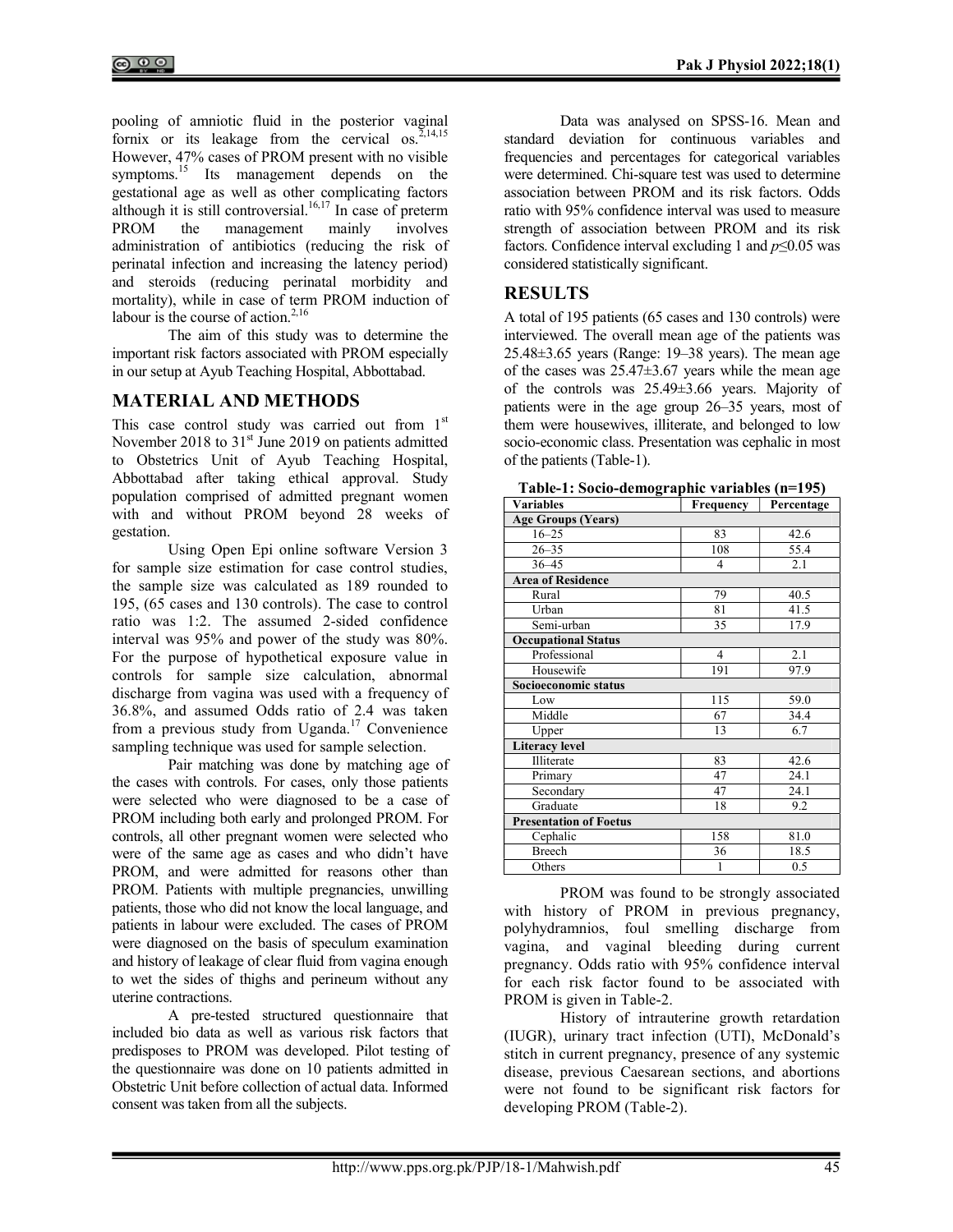pooling of amniotic fluid in the posterior vaginal fornix or its leakage from the cervical os.[2,14,15] However, 47% cases of PROM present with no visible symptoms.[15] Its management depends on the gestational age as well as other complicating factors although it is still controversial.[16,17] In case of preterm PROM the management mainly involves administration of antibiotics (reducing the risk of perinatal infection and increasing the latency period) and steroids (reducing perinatal morbidity and mortality), while in case of term PROM induction of labour is the course of action.[2,16]

The aim of this study was to determine the important risk factors associated with PROM especially in our setup at Ayub Teaching Hospital, Abbottabad.

## MATERIAL AND METHODS

This case control study was carried out from 1st November 2018 to 31st June 2019 on patients admitted to Obstetrics Unit of Ayub Teaching Hospital, Abbottabad after taking ethical approval. Study population comprised of admitted pregnant women with and without PROM beyond 28 weeks of gestation.

Using Open Epi online software Version 3 for sample size estimation for case control studies, the sample size was calculated as 189 rounded to 195, (65 cases and 130 controls). The case to control ratio was 1:2. The assumed 2-sided confidence interval was 95% and power of the study was 80%. For the purpose of hypothetical exposure value in controls for sample size calculation, abnormal discharge from vagina was used with a frequency of 36.8%, and assumed Odds ratio of 2.4 was taken from a previous study from Uganda.[17] Convenience sampling technique was used for sample selection.

Pair matching was done by matching age of the cases with controls. For cases, only those patients were selected who were diagnosed to be a case of PROM including both early and prolonged PROM. For controls, all other pregnant women were selected who were of the same age as cases and who didn't have PROM, and were admitted for reasons other than PROM. Patients with multiple pregnancies, unwilling patients, those who did not know the local language, and patients in labour were excluded. The cases of PROM were diagnosed on the basis of speculum examination and history of leakage of clear fluid from vagina enough to wet the sides of thighs and perineum without any uterine contractions.

A pre-tested structured questionnaire that included bio data as well as various risk factors that predisposes to PROM was developed. Pilot testing of the questionnaire was done on 10 patients admitted in Obstetric Unit before collection of actual data. Informed consent was taken from all the subjects.

Data was analysed on SPSS-16. Mean and standard deviation for continuous variables and frequencies and percentages for categorical variables were determined. Chi-square test was used to determine association between PROM and its risk factors. Odds ratio with 95% confidence interval was used to measure strength of association between PROM and its risk factors. Confidence interval excluding 1 and $p \leq 0.05$ was considered statistically significant.

## RESULTS

A total of 195 patients (65 cases and 130 controls) were interviewed. The overall mean age of the patients was 25.48±3.65 years (Range: 19–38 years). The mean age of the cases was 25.47±3.67 years while the mean age of the controls was 25.49±3.66 years. Majority of patients were in the age group 26–35 years, most of them were housewives, illiterate, and belonged to low socio-economic class. Presentation was cephalic in most of the patients (Table-1).

**Table-1: Socio-demographic variables (n=195)**

| Variables | Frequency | Percentage |
|---|---|---|
| **Age Groups (Years)** | | |
| 16–25 | 83 | 42.6 |
| 26–35 | 108 | 55.4 |
| 36–45 | 4 | 2.1 |
| **Area of Residence** | | |
| Rural | 79 | 40.5 |
| Urban | 81 | 41.5 |
| Semi-urban | 35 | 17.9 |
| **Occupational Status** | | |
| Professional | 4 | 2.1 |
| Housewife | 191 | 97.9 |
| **Socioeconomic status** | | |
| Low | 115 | 59.0 |
| Middle | 67 | 34.4 |
| Upper | 13 | 6.7 |
| **Literacy level** | | |
| Illiterate | 83 | 42.6 |
| Primary | 47 | 24.1 |
| Secondary | 47 | 24.1 |
| Graduate | 18 | 9.2 |
| **Presentation of Foetus** | | |
| Cephalic | 158 | 81.0 |
| Breech | 36 | 18.5 |
| Others | 1 | 0.5 |

PROM was found to be strongly associated with history of PROM in previous pregnancy, polyhydramnios, foul smelling discharge from vagina, and vaginal bleeding during current pregnancy. Odds ratio with 95% confidence interval for each risk factor found to be associated with PROM is given in Table-2.

History of intrauterine growth retardation (IUGR), urinary tract infection (UTI), McDonald's stitch in current pregnancy, presence of any systemic disease, previous Caesarean sections, and abortions were not found to be significant risk factors for developing PROM (Table-2).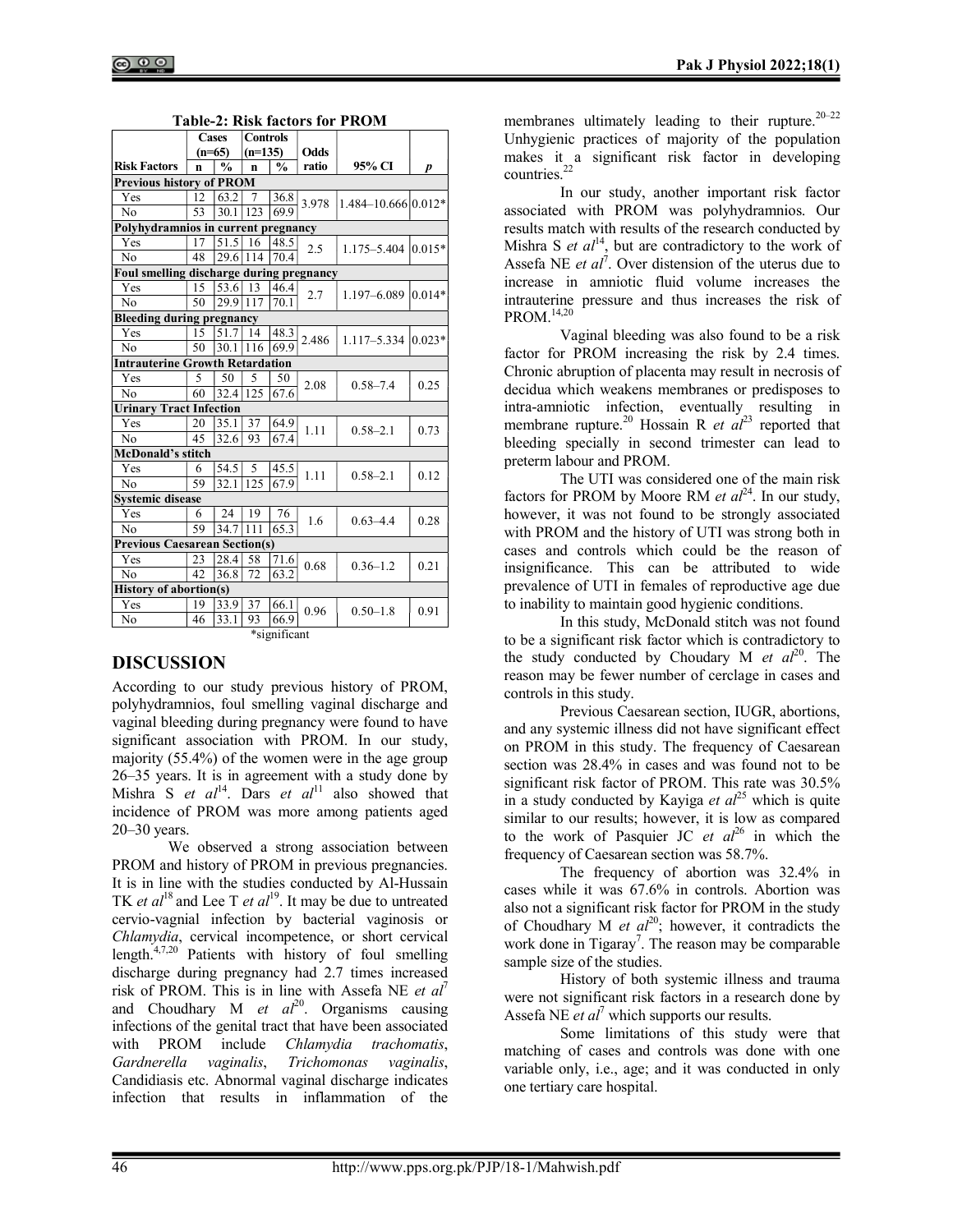**Table-2: Risk factors for PROM**

| Risk Factors | Cases (n=65) | | Controls (n=135) | | Odds ratio | 95% CI | *p* |
|---|---|---|---|---|---|---|---|
| | n | % | n | % | | | |
| **Previous history of PROM** | | | | | | | |
| Yes | 12 | 63.2 | 7 | 36.8 | 3.978 | 1.484–10.666 | 0.012* |
| No | 53 | 30.1 | 123 | 69.9 | | | |
| **Polyhydramnios in current pregnancy** | | | | | | | |
| Yes | 17 | 51.5 | 16 | 48.5 | 2.5 | 1.175–5.404 | 0.015* |
| No | 48 | 29.6 | 114 | 70.4 | | | |
| **Foul smelling discharge during pregnancy** | | | | | | | |
| Yes | 15 | 53.6 | 13 | 46.4 | 2.7 | 1.197–6.089 | 0.014* |
| No | 50 | 29.9 | 117 | 70.1 | | | |
| **Bleeding during pregnancy** | | | | | | | |
| Yes | 15 | 51.7 | 14 | 48.3 | 2.486 | 1.117–5.334 | 0.023* |
| No | 50 | 30.1 | 116 | 69.9 | | | |
| **Intrauterine Growth Retardation** | | | | | | | |
| Yes | 5 | 50 | 5 | 50 | 2.08 | 0.58–7.4 | 0.25 |
| No | 60 | 32.4 | 125 | 67.6 | | | |
| **Urinary Tract Infection** | | | | | | | |
| Yes | 20 | 35.1 | 37 | 64.9 | 1.11 | 0.58–2.1 | 0.73 |
| No | 45 | 32.6 | 93 | 67.4 | | | |
| **McDonald's stitch** | | | | | | | |
| Yes | 6 | 54.5 | 5 | 45.5 | 1.11 | 0.58–2.1 | 0.12 |
| No | 59 | 32.1 | 125 | 67.9 | | | |
| **Systemic disease** | | | | | | | |
| Yes | 6 | 24 | 19 | 76 | 1.6 | 0.63–4.4 | 0.28 |
| No | 59 | 34.7 | 111 | 65.3 | | | |
| **Previous Caesarean Section(s)** | | | | | | | |
| Yes | 23 | 28.4 | 58 | 71.6 | 0.68 | 0.36–1.2 | 0.21 |
| No | 42 | 36.8 | 72 | 63.2 | | | |
| **History of abortion(s)** | | | | | | | |
| Yes | 19 | 33.9 | 37 | 66.1 | 0.96 | 0.50–1.8 | 0.91 |
| No | 46 | 33.1 | 93 | 66.9 | | | |

*significant

## DISCUSSION

According to our study previous history of PROM, polyhydramnios, foul smelling vaginal discharge and vaginal bleeding during pregnancy were found to have significant association with PROM. In our study, majority (55.4%) of the women were in the age group 26–35 years. It is in agreement with a study done by Mishra S *et al*[14]. Dars *et al*[11] also showed that incidence of PROM was more among patients aged 20–30 years.

We observed a strong association between PROM and history of PROM in previous pregnancies. It is in line with the studies conducted by Al-Hussain TK *et al*[18] and Lee T *et al*[19]. It may be due to untreated cervio-vagnial infection by bacterial vaginosis or *Chlamydia*, cervical incompetence, or short cervical length.[4,7,20] Patients with history of foul smelling discharge during pregnancy had 2.7 times increased risk of PROM. This is in line with Assefa NE *et al*[7] and Choudhary M *et al*[20]. Organisms causing infections of the genital tract that have been associated with PROM include *Chlamydia trachomatis*, *Gardnerella vaginalis*, *Trichomonas vaginalis*, Candidiasis etc. Abnormal vaginal discharge indicates infection that results in inflammation of the membranes ultimately leading to their rupture.[20–22] Unhygienic practices of majority of the population makes it a significant risk factor in developing countries.[22]

In our study, another important risk factor associated with PROM was polyhydramnios. Our results match with results of the research conducted by Mishra S *et al*[14], but are contradictory to the work of Assefa NE *et al*[7]. Over distension of the uterus due to increase in amniotic fluid volume increases the intrauterine pressure and thus increases the risk of PROM.[14,20]

Vaginal bleeding was also found to be a risk factor for PROM increasing the risk by 2.4 times. Chronic abruption of placenta may result in necrosis of decidua which weakens membranes or predisposes to intra-amniotic infection, eventually resulting in membrane rupture.[20] Hossain R *et al*[23] reported that bleeding specially in second trimester can lead to preterm labour and PROM.

The UTI was considered one of the main risk factors for PROM by Moore RM *et al*[24]. In our study, however, it was not found to be strongly associated with PROM and the history of UTI was strong both in cases and controls which could be the reason of insignificance. This can be attributed to wide prevalence of UTI in females of reproductive age due to inability to maintain good hygienic conditions.

In this study, McDonald stitch was not found to be a significant risk factor which is contradictory to the study conducted by Choudary M *et al*[20]. The reason may be fewer number of cerclage in cases and controls in this study.

Previous Caesarean section, IUGR, abortions, and any systemic illness did not have significant effect on PROM in this study. The frequency of Caesarean section was 28.4% in cases and was found not to be significant risk factor of PROM. This rate was 30.5% in a study conducted by Kayiga *et al*[25] which is quite similar to our results; however, it is low as compared to the work of Pasquier JC *et al*[26] in which the frequency of Caesarean section was 58.7%.

The frequency of abortion was 32.4% in cases while it was 67.6% in controls. Abortion was also not a significant risk factor for PROM in the study of Choudhary M *et al*[20]; however, it contradicts the work done in Tigaray[7]. The reason may be comparable sample size of the studies.

History of both systemic illness and trauma were not significant risk factors in a research done by Assefa NE *et al*[7] which supports our results.

Some limitations of this study were that matching of cases and controls was done with one variable only, i.e., age; and it was conducted in only one tertiary care hospital.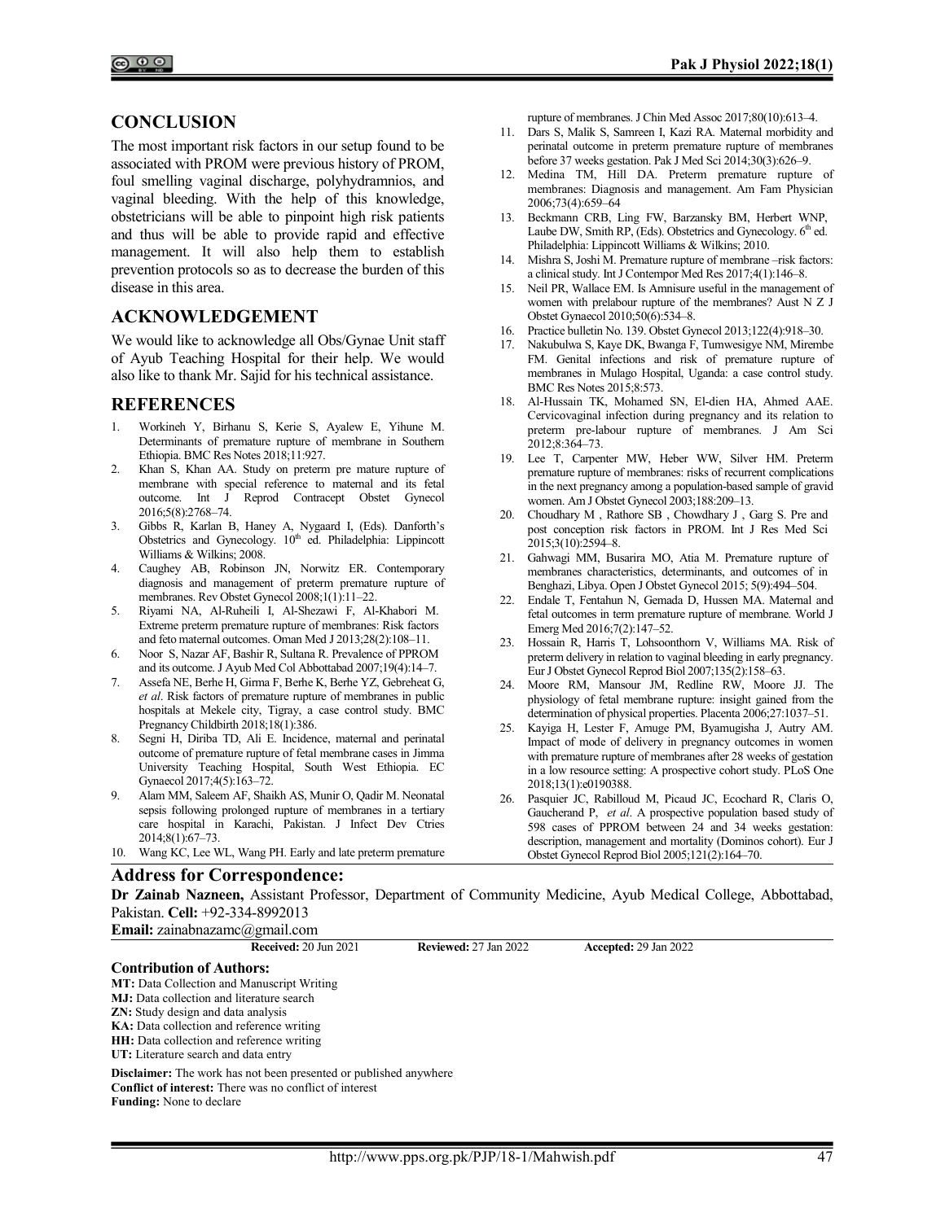## CONCLUSION

The most important risk factors in our setup found to be associated with PROM were previous history of PROM, foul smelling vaginal discharge, polyhydramnios, and vaginal bleeding. With the help of this knowledge, obstetricians will be able to pinpoint high risk patients and thus will be able to provide rapid and effective management. It will also help them to establish prevention protocols so as to decrease the burden of this disease in this area.

## ACKNOWLEDGEMENT

We would like to acknowledge all Obs/Gynae Unit staff of Ayub Teaching Hospital for their help. We would also like to thank Mr. Sajid for his technical assistance.

## REFERENCES

1. Workineh Y, Birhanu S, Kerie S, Ayalew E, Yihune M. Determinants of premature rupture of membrane in Southern Ethiopia. BMC Res Notes 2018;11:927.
2. Khan S, Khan AA. Study on preterm pre mature rupture of membrane with special reference to maternal and its fetal outcome. Int J Reprod Contracept Obstet Gynecol 2016;5(8):2768–74.
3. Gibbs R, Karlan B, Haney A, Nygaard I, (Eds). Danforth's Obstetrics and Gynecology. 10th ed. Philadelphia: Lippincott Williams & Wilkins; 2008.
4. Caughey AB, Robinson JN, Norwitz ER. Contemporary diagnosis and management of preterm premature rupture of membranes. Rev Obstet Gynecol 2008;1(1):11–22.
5. Riyami NA, Al-Ruheili I, Al-Shezawi F, Al-Khabori M. Extreme preterm premature rupture of membranes: Risk factors and feto maternal outcomes. Oman Med J 2013;28(2):108–11.
6. Noor S, Nazar AF, Bashir R, Sultana R. Prevalence of PPROM and its outcome. J Ayub Med Col Abbottabad 2007;19(4):14–7.
7. Assefa NE, Berhe H, Girma F, Berhe K, Berhe YZ, Gebreheat G, *et al*. Risk factors of premature rupture of membranes in public hospitals at Mekele city, Tigray, a case control study. BMC Pregnancy Childbirth 2018;18(1):386.
8. Segni H, Diriba TD, Ali E. Incidence, maternal and perinatal outcome of premature rupture of fetal membrane cases in Jimma University Teaching Hospital, South West Ethiopia. EC Gynaecol 2017;4(5):163–72.
9. Alam MM, Saleem AF, Shaikh AS, Munir O, Qadir M. Neonatal sepsis following prolonged rupture of membranes in a tertiary care hospital in Karachi, Pakistan. J Infect Dev Ctries 2014;8(1):67–73.
10. Wang KC, Lee WL, Wang PH. Early and late preterm premature rupture of membranes. J Chin Med Assoc 2017;80(10):613–4.
11. Dars S, Malik S, Samreen I, Kazi RA. Maternal morbidity and perinatal outcome in preterm premature rupture of membranes before 37 weeks gestation. Pak J Med Sci 2014;30(3):626–9.
12. Medina TM, Hill DA. Preterm premature rupture of membranes: Diagnosis and management. Am Fam Physician 2006;73(4):659–64
13. Beckmann CRB, Ling FW, Barzansky BM, Herbert WNP, Laube DW, Smith RP, (Eds). Obstetrics and Gynecology. 6th ed. Philadelphia: Lippincott Williams & Wilkins; 2010.
14. Mishra S, Joshi M. Premature rupture of membrane –risk factors: a clinical study. Int J Contempor Med Res 2017;4(1):146–8.
15. Neil PR, Wallace EM. Is Amnisure useful in the management of women with prelabour rupture of the membranes? Aust N Z J Obstet Gynaecol 2010;50(6):534–8.
16. Practice bulletin No. 139. Obstet Gynecol 2013;122(4):918–30.
17. Nakubulwa S, Kaye DK, Bwanga F, Tumwesigye NM, Mirembe FM. Genital infections and risk of premature rupture of membranes in Mulago Hospital, Uganda: a case control study. BMC Res Notes 2015;8:573.
18. Al-Hussain TK, Mohamed SN, El-dien HA, Ahmed AAE. Cervicovaginal infection during pregnancy and its relation to preterm pre-labour rupture of membranes. J Am Sci 2012;8:364–73.
19. Lee T, Carpenter MW, Heber WW, Silver HM. Preterm premature rupture of membranes: risks of recurrent complications in the next pregnancy among a population-based sample of gravid women. Am J Obstet Gynecol 2003;188:209–13.
20. Choudhary M , Rathore SB , Chowdhary J , Garg S. Pre and post conception risk factors in PROM. Int J Res Med Sci 2015;3(10):2594–8.
21. Gahwagi MM, Busarira MO, Atia M. Premature rupture of membranes characteristics, determinants, and outcomes of in Benghazi, Libya. Open J Obstet Gynecol 2015; 5(9):494–504.
22. Endale T, Fentahun N, Gemada D, Hussen MA. Maternal and fetal outcomes in term premature rupture of membrane. World J Emerg Med 2016;7(2):147–52.
23. Hossain R, Harris T, Lohsoonthorn V, Williams MA. Risk of preterm delivery in relation to vaginal bleeding in early pregnancy. Eur J Obstet Gynecol Reprod Biol 2007;135(2):158–63.
24. Moore RM, Mansour JM, Redline RW, Moore JJ. The physiology of fetal membrane rupture: insight gained from the determination of physical properties. Placenta 2006;27:1037–51.
25. Kayiga H, Lester F, Amuge PM, Byamugisha J, Autry AM. Impact of mode of delivery in pregnancy outcomes in women with premature rupture of membranes after 28 weeks of gestation in a low resource setting: A prospective cohort study. PLoS One 2018;13(1):e0190388.
26. Pasquier JC, Rabilloud M, Picaud JC, Ecochard R, Claris O, Gaucherand P, *et al*. A prospective population based study of 598 cases of PPROM between 24 and 34 weeks gestation: description, management and mortality (Dominos cohort). Eur J Obstet Gynecol Reprod Biol 2005;121(2):164–70.

### Address for Correspondence:

**Dr Zainab Nazneen,** Assistant Professor, Department of Community Medicine, Ayub Medical College, Abbottabad, Pakistan. **Cell:** +92-334-8992013
**Email:** zainabnazamc@gmail.com

**Received:** 20 Jun 2021 **Reviewed:** 27 Jan 2022 **Accepted:** 29 Jan 2022

### Contribution of Authors:

**MT:** Data Collection and Manuscript Writing
**MJ:** Data collection and literature search
**ZN:** Study design and data analysis
**KA:** Data collection and reference writing
**HH:** Data collection and reference writing
**UT:** Literature search and data entry

**Disclaimer:** The work has not been presented or published anywhere
**Conflict of interest:** There was no conflict of interest
**Funding:** None to declare